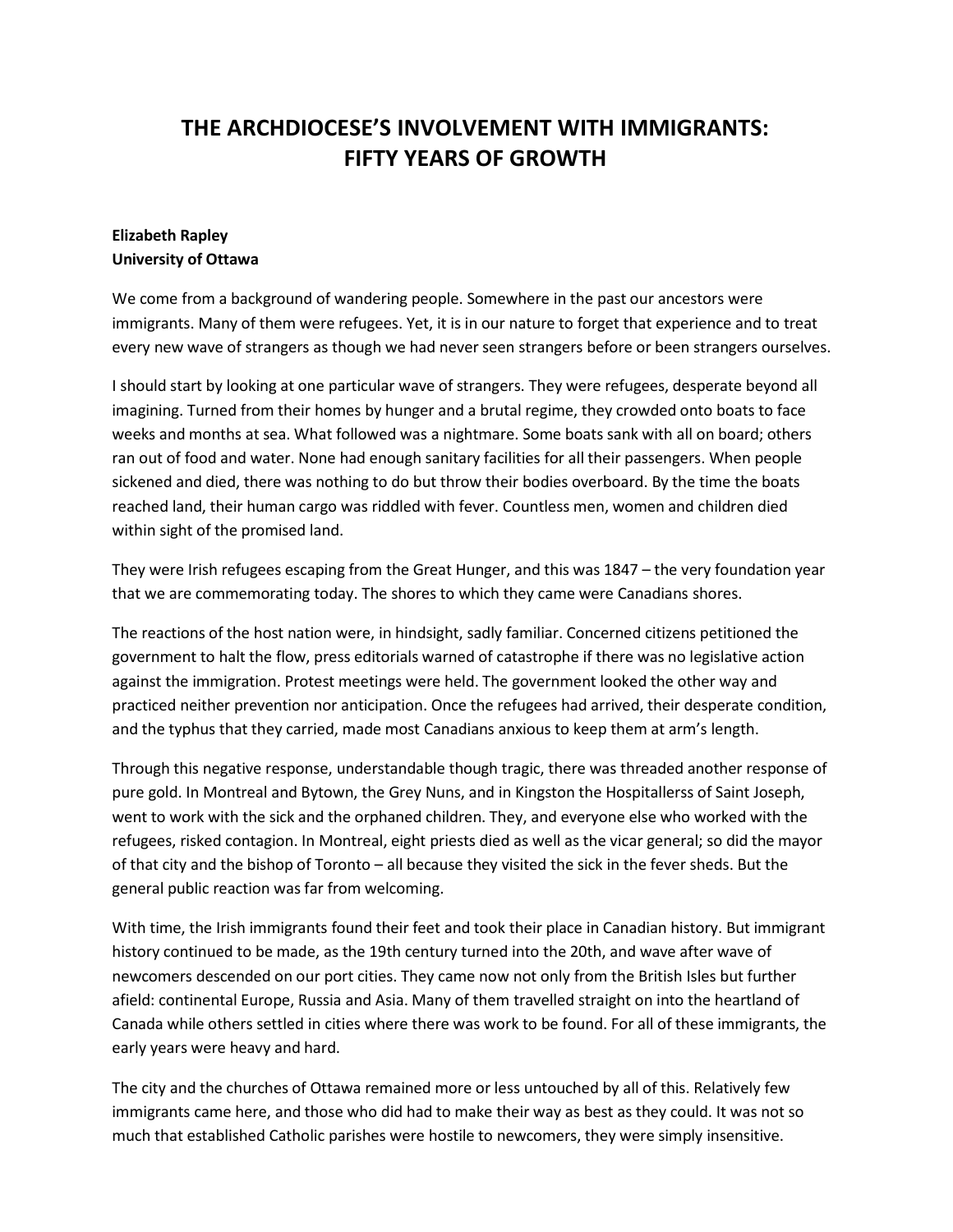# THE ARCHDIOCESE'S INVOLVEMENT WITH IMMIGRANTS: FIFTY YEARS OF GROWTH

**Elizabeth Rapley**
**University of Ottawa**

We come from a background of wandering people. Somewhere in the past our ancestors were immigrants. Many of them were refugees. Yet, it is in our nature to forget that experience and to treat every new wave of strangers as though we had never seen strangers before or been strangers ourselves.

I should start by looking at one particular wave of strangers. They were refugees, desperate beyond all imagining. Turned from their homes by hunger and a brutal regime, they crowded onto boats to face weeks and months at sea. What followed was a nightmare. Some boats sank with all on board; others ran out of food and water. None had enough sanitary facilities for all their passengers. When people sickened and died, there was nothing to do but throw their bodies overboard. By the time the boats reached land, their human cargo was riddled with fever. Countless men, women and children died within sight of the promised land.

They were Irish refugees escaping from the Great Hunger, and this was 1847 – the very foundation year that we are commemorating today. The shores to which they came were Canadians shores.

The reactions of the host nation were, in hindsight, sadly familiar. Concerned citizens petitioned the government to halt the flow, press editorials warned of catastrophe if there was no legislative action against the immigration. Protest meetings were held. The government looked the other way and practiced neither prevention nor anticipation. Once the refugees had arrived, their desperate condition, and the typhus that they carried, made most Canadians anxious to keep them at arm's length.

Through this negative response, understandable though tragic, there was threaded another response of pure gold. In Montreal and Bytown, the Grey Nuns, and in Kingston the Hospitallerss of Saint Joseph, went to work with the sick and the orphaned children. They, and everyone else who worked with the refugees, risked contagion. In Montreal, eight priests died as well as the vicar general; so did the mayor of that city and the bishop of Toronto – all because they visited the sick in the fever sheds. But the general public reaction was far from welcoming.

With time, the Irish immigrants found their feet and took their place in Canadian history. But immigrant history continued to be made, as the 19th century turned into the 20th, and wave after wave of newcomers descended on our port cities. They came now not only from the British Isles but further afield: continental Europe, Russia and Asia. Many of them travelled straight on into the heartland of Canada while others settled in cities where there was work to be found. For all of these immigrants, the early years were heavy and hard.

The city and the churches of Ottawa remained more or less untouched by all of this. Relatively few immigrants came here, and those who did had to make their way as best as they could. It was not so much that established Catholic parishes were hostile to newcomers, they were simply insensitive.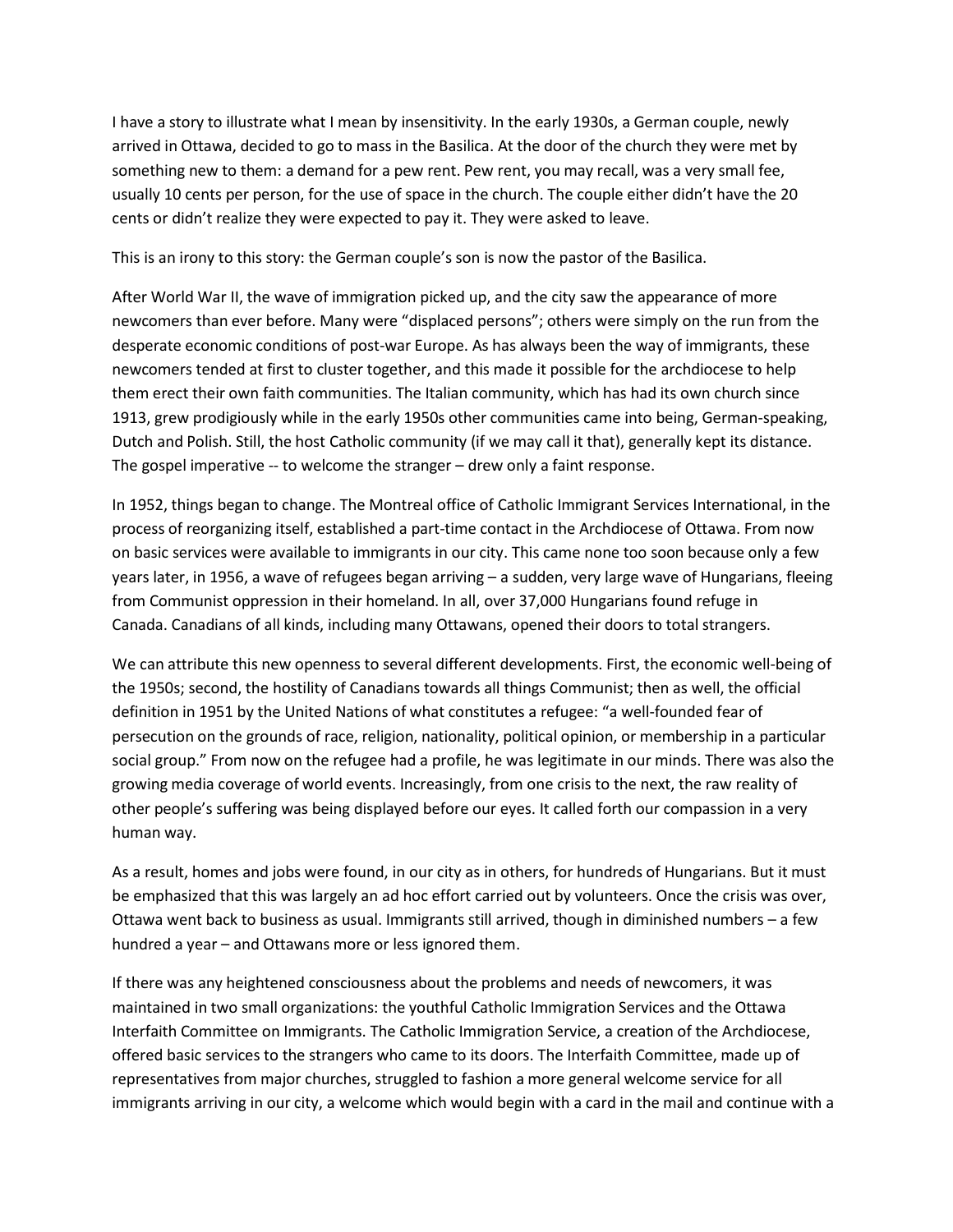I have a story to illustrate what I mean by insensitivity. In the early 1930s, a German couple, newly arrived in Ottawa, decided to go to mass in the Basilica. At the door of the church they were met by something new to them: a demand for a pew rent. Pew rent, you may recall, was a very small fee, usually 10 cents per person, for the use of space in the church. The couple either didn't have the 20 cents or didn't realize they were expected to pay it. They were asked to leave.

This is an irony to this story: the German couple's son is now the pastor of the Basilica.

After World War II, the wave of immigration picked up, and the city saw the appearance of more newcomers than ever before. Many were "displaced persons"; others were simply on the run from the desperate economic conditions of post-war Europe. As has always been the way of immigrants, these newcomers tended at first to cluster together, and this made it possible for the archdiocese to help them erect their own faith communities. The Italian community, which has had its own church since 1913, grew prodigiously while in the early 1950s other communities came into being, German-speaking, Dutch and Polish. Still, the host Catholic community (if we may call it that), generally kept its distance. The gospel imperative -- to welcome the stranger – drew only a faint response.

In 1952, things began to change. The Montreal office of Catholic Immigrant Services International, in the process of reorganizing itself, established a part-time contact in the Archdiocese of Ottawa. From now on basic services were available to immigrants in our city. This came none too soon because only a few years later, in 1956, a wave of refugees began arriving – a sudden, very large wave of Hungarians, fleeing from Communist oppression in their homeland. In all, over 37,000 Hungarians found refuge in Canada. Canadians of all kinds, including many Ottawans, opened their doors to total strangers.

We can attribute this new openness to several different developments. First, the economic well-being of the 1950s; second, the hostility of Canadians towards all things Communist; then as well, the official definition in 1951 by the United Nations of what constitutes a refugee: "a well-founded fear of persecution on the grounds of race, religion, nationality, political opinion, or membership in a particular social group." From now on the refugee had a profile, he was legitimate in our minds. There was also the growing media coverage of world events. Increasingly, from one crisis to the next, the raw reality of other people's suffering was being displayed before our eyes. It called forth our compassion in a very human way.

As a result, homes and jobs were found, in our city as in others, for hundreds of Hungarians. But it must be emphasized that this was largely an ad hoc effort carried out by volunteers. Once the crisis was over, Ottawa went back to business as usual. Immigrants still arrived, though in diminished numbers – a few hundred a year – and Ottawans more or less ignored them.

If there was any heightened consciousness about the problems and needs of newcomers, it was maintained in two small organizations: the youthful Catholic Immigration Services and the Ottawa Interfaith Committee on Immigrants. The Catholic Immigration Service, a creation of the Archdiocese, offered basic services to the strangers who came to its doors. The Interfaith Committee, made up of representatives from major churches, struggled to fashion a more general welcome service for all immigrants arriving in our city, a welcome which would begin with a card in the mail and continue with a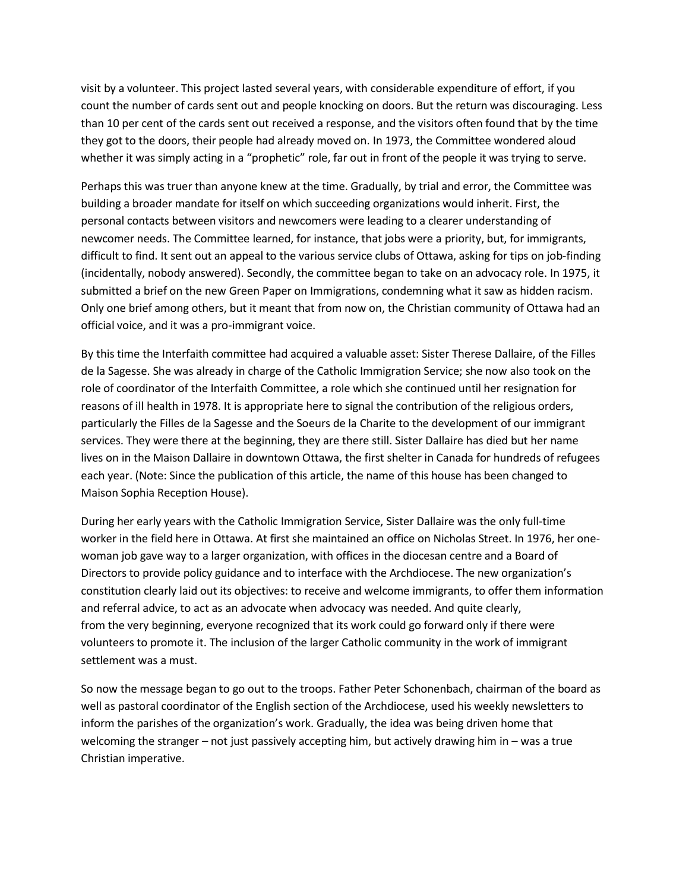visit by a volunteer. This project lasted several years, with considerable expenditure of effort, if you count the number of cards sent out and people knocking on doors. But the return was discouraging. Less than 10 per cent of the cards sent out received a response, and the visitors often found that by the time they got to the doors, their people had already moved on. In 1973, the Committee wondered aloud whether it was simply acting in a "prophetic" role, far out in front of the people it was trying to serve.

Perhaps this was truer than anyone knew at the time. Gradually, by trial and error, the Committee was building a broader mandate for itself on which succeeding organizations would inherit. First, the personal contacts between visitors and newcomers were leading to a clearer understanding of newcomer needs. The Committee learned, for instance, that jobs were a priority, but, for immigrants, difficult to find. It sent out an appeal to the various service clubs of Ottawa, asking for tips on job-finding (incidentally, nobody answered). Secondly, the committee began to take on an advocacy role. In 1975, it submitted a brief on the new Green Paper on Immigrations, condemning what it saw as hidden racism. Only one brief among others, but it meant that from now on, the Christian community of Ottawa had an official voice, and it was a pro-immigrant voice.

By this time the Interfaith committee had acquired a valuable asset: Sister Therese Dallaire, of the Filles de la Sagesse. She was already in charge of the Catholic Immigration Service; she now also took on the role of coordinator of the Interfaith Committee, a role which she continued until her resignation for reasons of ill health in 1978. It is appropriate here to signal the contribution of the religious orders, particularly the Filles de la Sagesse and the Soeurs de la Charite to the development of our immigrant services. They were there at the beginning, they are there still. Sister Dallaire has died but her name lives on in the Maison Dallaire in downtown Ottawa, the first shelter in Canada for hundreds of refugees each year. (Note: Since the publication of this article, the name of this house has been changed to Maison Sophia Reception House).

During her early years with the Catholic Immigration Service, Sister Dallaire was the only full-time worker in the field here in Ottawa. At first she maintained an office on Nicholas Street. In 1976, her one-woman job gave way to a larger organization, with offices in the diocesan centre and a Board of Directors to provide policy guidance and to interface with the Archdiocese. The new organization's constitution clearly laid out its objectives: to receive and welcome immigrants, to offer them information and referral advice, to act as an advocate when advocacy was needed. And quite clearly, from the very beginning, everyone recognized that its work could go forward only if there were volunteers to promote it. The inclusion of the larger Catholic community in the work of immigrant settlement was a must.

So now the message began to go out to the troops. Father Peter Schonenbach, chairman of the board as well as pastoral coordinator of the English section of the Archdiocese, used his weekly newsletters to inform the parishes of the organization's work. Gradually, the idea was being driven home that welcoming the stranger – not just passively accepting him, but actively drawing him in – was a true Christian imperative.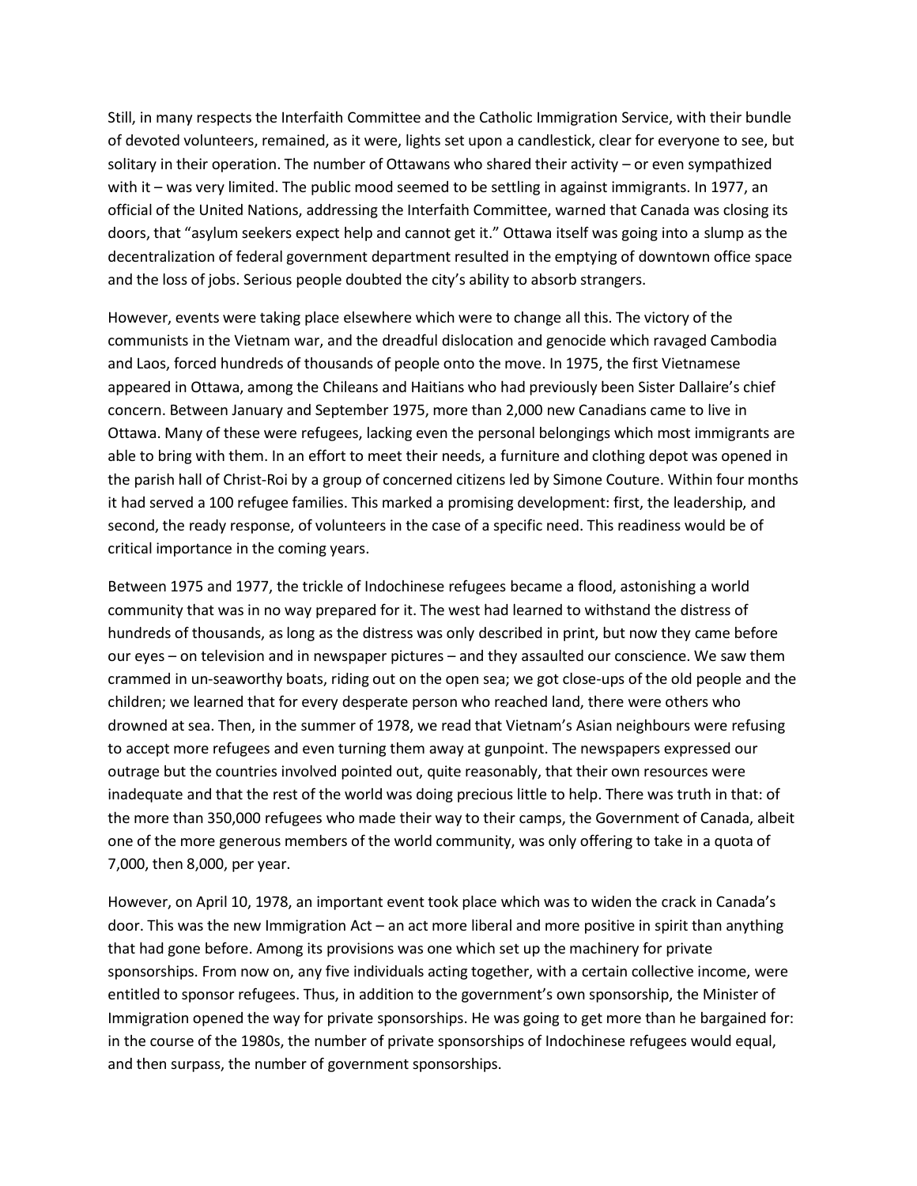Still, in many respects the Interfaith Committee and the Catholic Immigration Service, with their bundle of devoted volunteers, remained, as it were, lights set upon a candlestick, clear for everyone to see, but solitary in their operation. The number of Ottawans who shared their activity – or even sympathized with it – was very limited. The public mood seemed to be settling in against immigrants. In 1977, an official of the United Nations, addressing the Interfaith Committee, warned that Canada was closing its doors, that "asylum seekers expect help and cannot get it." Ottawa itself was going into a slump as the decentralization of federal government department resulted in the emptying of downtown office space and the loss of jobs. Serious people doubted the city's ability to absorb strangers.

However, events were taking place elsewhere which were to change all this. The victory of the communists in the Vietnam war, and the dreadful dislocation and genocide which ravaged Cambodia and Laos, forced hundreds of thousands of people onto the move. In 1975, the first Vietnamese appeared in Ottawa, among the Chileans and Haitians who had previously been Sister Dallaire's chief concern. Between January and September 1975, more than 2,000 new Canadians came to live in Ottawa. Many of these were refugees, lacking even the personal belongings which most immigrants are able to bring with them. In an effort to meet their needs, a furniture and clothing depot was opened in the parish hall of Christ-Roi by a group of concerned citizens led by Simone Couture. Within four months it had served a 100 refugee families. This marked a promising development: first, the leadership, and second, the ready response, of volunteers in the case of a specific need. This readiness would be of critical importance in the coming years.

Between 1975 and 1977, the trickle of Indochinese refugees became a flood, astonishing a world community that was in no way prepared for it. The west had learned to withstand the distress of hundreds of thousands, as long as the distress was only described in print, but now they came before our eyes – on television and in newspaper pictures – and they assaulted our conscience. We saw them crammed in un-seaworthy boats, riding out on the open sea; we got close-ups of the old people and the children; we learned that for every desperate person who reached land, there were others who drowned at sea. Then, in the summer of 1978, we read that Vietnam's Asian neighbours were refusing to accept more refugees and even turning them away at gunpoint. The newspapers expressed our outrage but the countries involved pointed out, quite reasonably, that their own resources were inadequate and that the rest of the world was doing precious little to help. There was truth in that: of the more than 350,000 refugees who made their way to their camps, the Government of Canada, albeit one of the more generous members of the world community, was only offering to take in a quota of 7,000, then 8,000, per year.

However, on April 10, 1978, an important event took place which was to widen the crack in Canada's door. This was the new Immigration Act – an act more liberal and more positive in spirit than anything that had gone before. Among its provisions was one which set up the machinery for private sponsorships. From now on, any five individuals acting together, with a certain collective income, were entitled to sponsor refugees. Thus, in addition to the government's own sponsorship, the Minister of Immigration opened the way for private sponsorships. He was going to get more than he bargained for: in the course of the 1980s, the number of private sponsorships of Indochinese refugees would equal, and then surpass, the number of government sponsorships.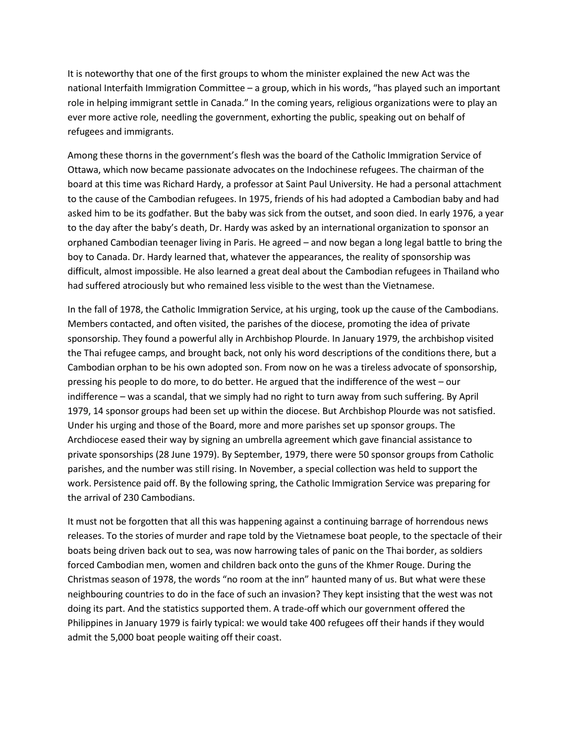It is noteworthy that one of the first groups to whom the minister explained the new Act was the national Interfaith Immigration Committee – a group, which in his words, "has played such an important role in helping immigrant settle in Canada." In the coming years, religious organizations were to play an ever more active role, needling the government, exhorting the public, speaking out on behalf of refugees and immigrants.

Among these thorns in the government's flesh was the board of the Catholic Immigration Service of Ottawa, which now became passionate advocates on the Indochinese refugees. The chairman of the board at this time was Richard Hardy, a professor at Saint Paul University. He had a personal attachment to the cause of the Cambodian refugees. In 1975, friends of his had adopted a Cambodian baby and had asked him to be its godfather. But the baby was sick from the outset, and soon died. In early 1976, a year to the day after the baby's death, Dr. Hardy was asked by an international organization to sponsor an orphaned Cambodian teenager living in Paris. He agreed – and now began a long legal battle to bring the boy to Canada. Dr. Hardy learned that, whatever the appearances, the reality of sponsorship was difficult, almost impossible. He also learned a great deal about the Cambodian refugees in Thailand who had suffered atrociously but who remained less visible to the west than the Vietnamese.

In the fall of 1978, the Catholic Immigration Service, at his urging, took up the cause of the Cambodians. Members contacted, and often visited, the parishes of the diocese, promoting the idea of private sponsorship. They found a powerful ally in Archbishop Plourde. In January 1979, the archbishop visited the Thai refugee camps, and brought back, not only his word descriptions of the conditions there, but a Cambodian orphan to be his own adopted son. From now on he was a tireless advocate of sponsorship, pressing his people to do more, to do better. He argued that the indifference of the west – our indifference – was a scandal, that we simply had no right to turn away from such suffering. By April 1979, 14 sponsor groups had been set up within the diocese. But Archbishop Plourde was not satisfied. Under his urging and those of the Board, more and more parishes set up sponsor groups. The Archdiocese eased their way by signing an umbrella agreement which gave financial assistance to private sponsorships (28 June 1979). By September, 1979, there were 50 sponsor groups from Catholic parishes, and the number was still rising. In November, a special collection was held to support the work. Persistence paid off. By the following spring, the Catholic Immigration Service was preparing for the arrival of 230 Cambodians.

It must not be forgotten that all this was happening against a continuing barrage of horrendous news releases. To the stories of murder and rape told by the Vietnamese boat people, to the spectacle of their boats being driven back out to sea, was now harrowing tales of panic on the Thai border, as soldiers forced Cambodian men, women and children back onto the guns of the Khmer Rouge. During the Christmas season of 1978, the words "no room at the inn" haunted many of us. But what were these neighbouring countries to do in the face of such an invasion? They kept insisting that the west was not doing its part. And the statistics supported them. A trade-off which our government offered the Philippines in January 1979 is fairly typical: we would take 400 refugees off their hands if they would admit the 5,000 boat people waiting off their coast.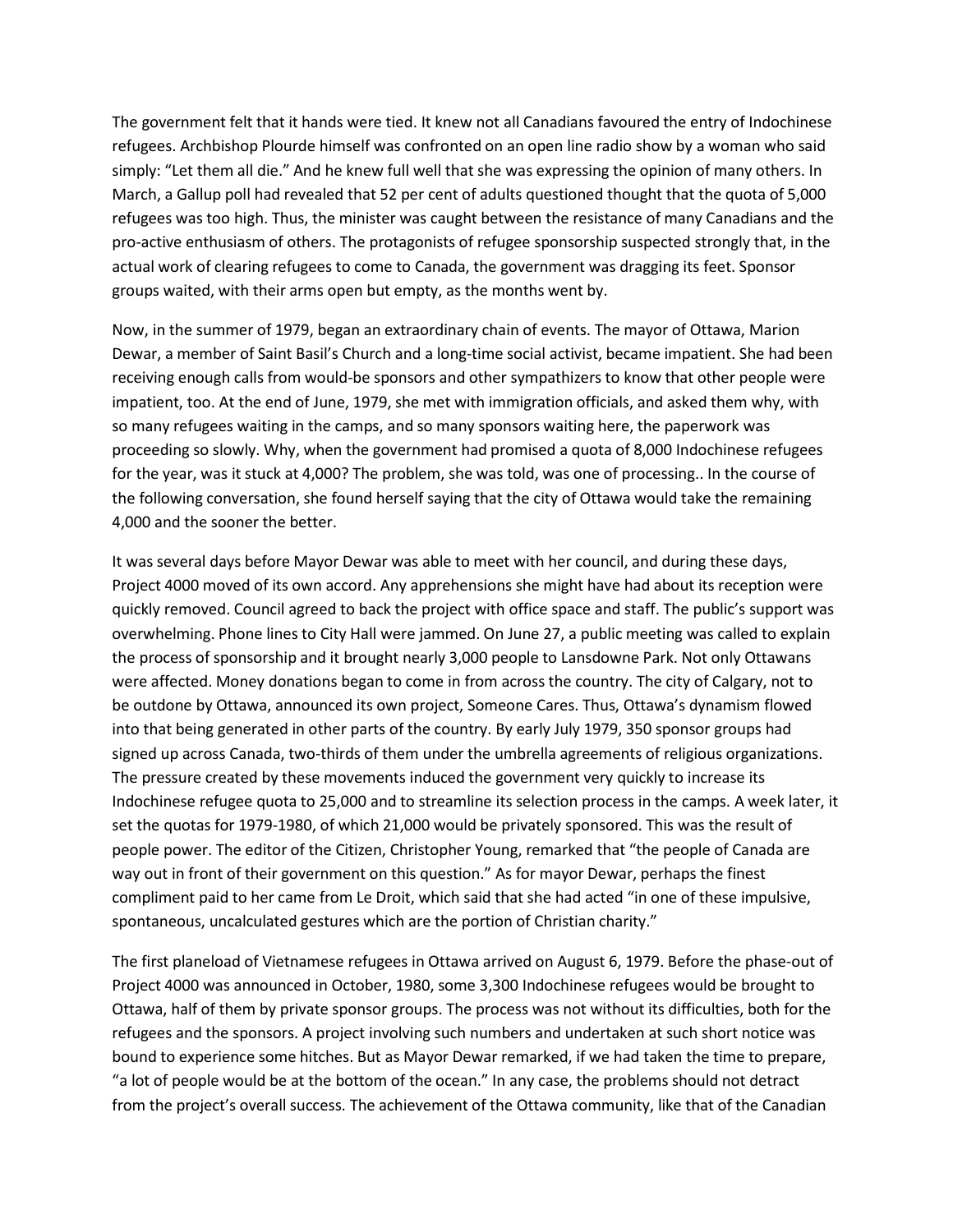The government felt that it hands were tied. It knew not all Canadians favoured the entry of Indochinese refugees. Archbishop Plourde himself was confronted on an open line radio show by a woman who said simply: "Let them all die." And he knew full well that she was expressing the opinion of many others. In March, a Gallup poll had revealed that 52 per cent of adults questioned thought that the quota of 5,000 refugees was too high. Thus, the minister was caught between the resistance of many Canadians and the pro-active enthusiasm of others. The protagonists of refugee sponsorship suspected strongly that, in the actual work of clearing refugees to come to Canada, the government was dragging its feet. Sponsor groups waited, with their arms open but empty, as the months went by.

Now, in the summer of 1979, began an extraordinary chain of events. The mayor of Ottawa, Marion Dewar, a member of Saint Basil's Church and a long-time social activist, became impatient. She had been receiving enough calls from would-be sponsors and other sympathizers to know that other people were impatient, too. At the end of June, 1979, she met with immigration officials, and asked them why, with so many refugees waiting in the camps, and so many sponsors waiting here, the paperwork was proceeding so slowly. Why, when the government had promised a quota of 8,000 Indochinese refugees for the year, was it stuck at 4,000? The problem, she was told, was one of processing.. In the course of the following conversation, she found herself saying that the city of Ottawa would take the remaining 4,000 and the sooner the better.

It was several days before Mayor Dewar was able to meet with her council, and during these days, Project 4000 moved of its own accord. Any apprehensions she might have had about its reception were quickly removed. Council agreed to back the project with office space and staff. The public's support was overwhelming. Phone lines to City Hall were jammed. On June 27, a public meeting was called to explain the process of sponsorship and it brought nearly 3,000 people to Lansdowne Park. Not only Ottawans were affected. Money donations began to come in from across the country. The city of Calgary, not to be outdone by Ottawa, announced its own project, Someone Cares. Thus, Ottawa's dynamism flowed into that being generated in other parts of the country. By early July 1979, 350 sponsor groups had signed up across Canada, two-thirds of them under the umbrella agreements of religious organizations. The pressure created by these movements induced the government very quickly to increase its Indochinese refugee quota to 25,000 and to streamline its selection process in the camps. A week later, it set the quotas for 1979-1980, of which 21,000 would be privately sponsored. This was the result of people power. The editor of the Citizen, Christopher Young, remarked that "the people of Canada are way out in front of their government on this question." As for mayor Dewar, perhaps the finest compliment paid to her came from Le Droit, which said that she had acted "in one of these impulsive, spontaneous, uncalculated gestures which are the portion of Christian charity."

The first planeload of Vietnamese refugees in Ottawa arrived on August 6, 1979. Before the phase-out of Project 4000 was announced in October, 1980, some 3,300 Indochinese refugees would be brought to Ottawa, half of them by private sponsor groups. The process was not without its difficulties, both for the refugees and the sponsors. A project involving such numbers and undertaken at such short notice was bound to experience some hitches. But as Mayor Dewar remarked, if we had taken the time to prepare, "a lot of people would be at the bottom of the ocean." In any case, the problems should not detract from the project's overall success. The achievement of the Ottawa community, like that of the Canadian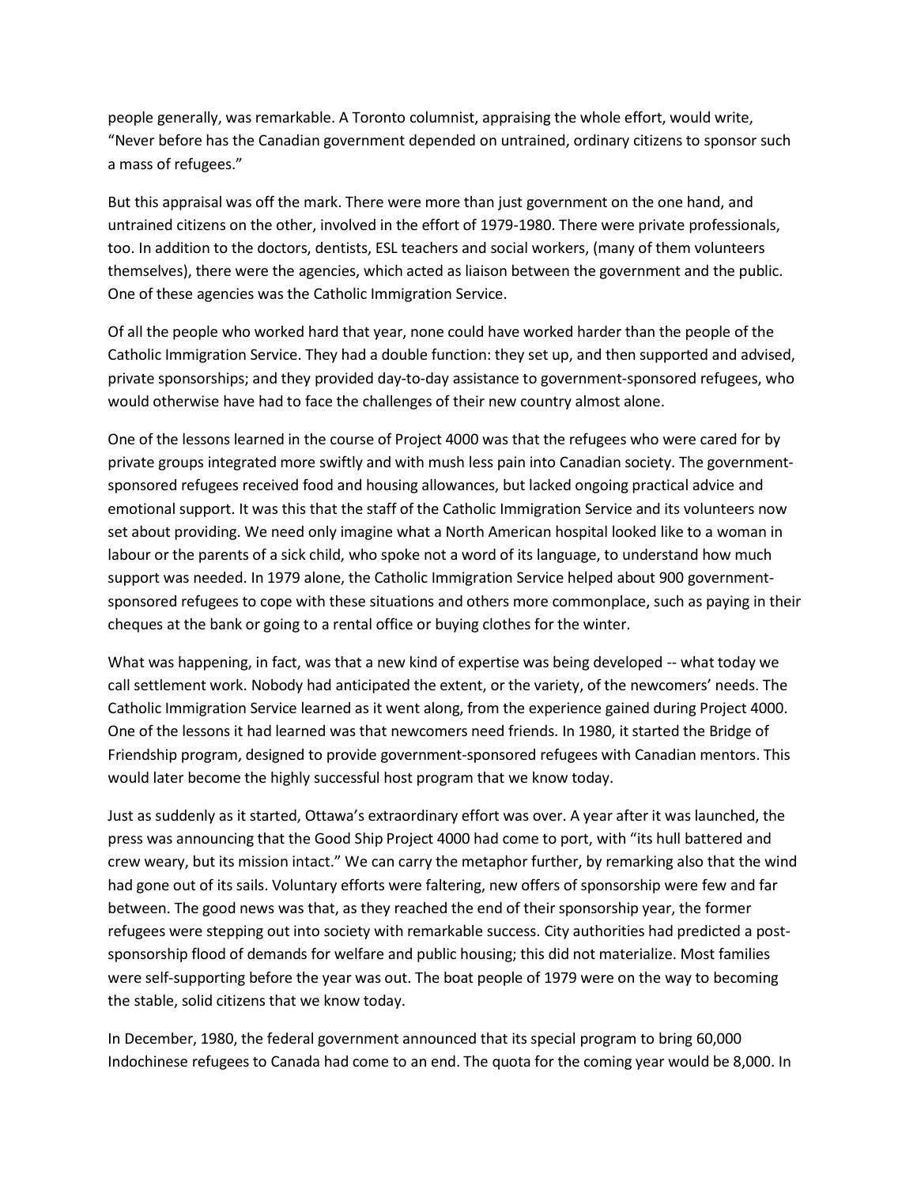people generally, was remarkable. A Toronto columnist, appraising the whole effort, would write, "Never before has the Canadian government depended on untrained, ordinary citizens to sponsor such a mass of refugees."

But this appraisal was off the mark. There were more than just government on the one hand, and untrained citizens on the other, involved in the effort of 1979-1980. There were private professionals, too. In addition to the doctors, dentists, ESL teachers and social workers, (many of them volunteers themselves), there were the agencies, which acted as liaison between the government and the public. One of these agencies was the Catholic Immigration Service.

Of all the people who worked hard that year, none could have worked harder than the people of the Catholic Immigration Service. They had a double function: they set up, and then supported and advised, private sponsorships; and they provided day-to-day assistance to government-sponsored refugees, who would otherwise have had to face the challenges of their new country almost alone.

One of the lessons learned in the course of Project 4000 was that the refugees who were cared for by private groups integrated more swiftly and with mush less pain into Canadian society. The government-sponsored refugees received food and housing allowances, but lacked ongoing practical advice and emotional support. It was this that the staff of the Catholic Immigration Service and its volunteers now set about providing. We need only imagine what a North American hospital looked like to a woman in labour or the parents of a sick child, who spoke not a word of its language, to understand how much support was needed. In 1979 alone, the Catholic Immigration Service helped about 900 government-sponsored refugees to cope with these situations and others more commonplace, such as paying in their cheques at the bank or going to a rental office or buying clothes for the winter.

What was happening, in fact, was that a new kind of expertise was being developed -- what today we call settlement work. Nobody had anticipated the extent, or the variety, of the newcomers' needs. The Catholic Immigration Service learned as it went along, from the experience gained during Project 4000. One of the lessons it had learned was that newcomers need friends. In 1980, it started the Bridge of Friendship program, designed to provide government-sponsored refugees with Canadian mentors. This would later become the highly successful host program that we know today.

Just as suddenly as it started, Ottawa's extraordinary effort was over. A year after it was launched, the press was announcing that the Good Ship Project 4000 had come to port, with "its hull battered and crew weary, but its mission intact." We can carry the metaphor further, by remarking also that the wind had gone out of its sails. Voluntary efforts were faltering, new offers of sponsorship were few and far between. The good news was that, as they reached the end of their sponsorship year, the former refugees were stepping out into society with remarkable success. City authorities had predicted a post-sponsorship flood of demands for welfare and public housing; this did not materialize. Most families were self-supporting before the year was out. The boat people of 1979 were on the way to becoming the stable, solid citizens that we know today.

In December, 1980, the federal government announced that its special program to bring 60,000 Indochinese refugees to Canada had come to an end. The quota for the coming year would be 8,000. In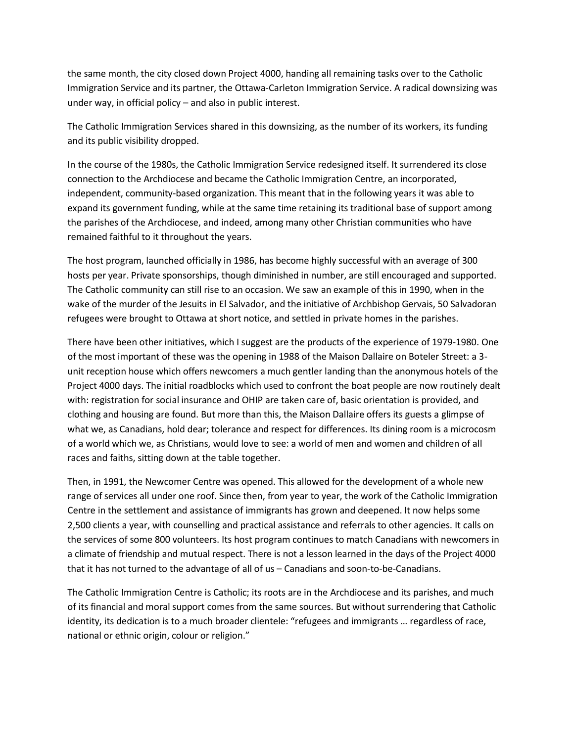the same month, the city closed down Project 4000, handing all remaining tasks over to the Catholic Immigration Service and its partner, the Ottawa-Carleton Immigration Service. A radical downsizing was under way, in official policy – and also in public interest.

The Catholic Immigration Services shared in this downsizing, as the number of its workers, its funding and its public visibility dropped.

In the course of the 1980s, the Catholic Immigration Service redesigned itself. It surrendered its close connection to the Archdiocese and became the Catholic Immigration Centre, an incorporated, independent, community-based organization. This meant that in the following years it was able to expand its government funding, while at the same time retaining its traditional base of support among the parishes of the Archdiocese, and indeed, among many other Christian communities who have remained faithful to it throughout the years.

The host program, launched officially in 1986, has become highly successful with an average of 300 hosts per year. Private sponsorships, though diminished in number, are still encouraged and supported. The Catholic community can still rise to an occasion. We saw an example of this in 1990, when in the wake of the murder of the Jesuits in El Salvador, and the initiative of Archbishop Gervais, 50 Salvadoran refugees were brought to Ottawa at short notice, and settled in private homes in the parishes.

There have been other initiatives, which I suggest are the products of the experience of 1979-1980. One of the most important of these was the opening in 1988 of the Maison Dallaire on Boteler Street: a 3-unit reception house which offers newcomers a much gentler landing than the anonymous hotels of the Project 4000 days. The initial roadblocks which used to confront the boat people are now routinely dealt with: registration for social insurance and OHIP are taken care of, basic orientation is provided, and clothing and housing are found. But more than this, the Maison Dallaire offers its guests a glimpse of what we, as Canadians, hold dear; tolerance and respect for differences. Its dining room is a microcosm of a world which we, as Christians, would love to see: a world of men and women and children of all races and faiths, sitting down at the table together.

Then, in 1991, the Newcomer Centre was opened. This allowed for the development of a whole new range of services all under one roof. Since then, from year to year, the work of the Catholic Immigration Centre in the settlement and assistance of immigrants has grown and deepened. It now helps some 2,500 clients a year, with counselling and practical assistance and referrals to other agencies. It calls on the services of some 800 volunteers. Its host program continues to match Canadians with newcomers in a climate of friendship and mutual respect. There is not a lesson learned in the days of the Project 4000 that it has not turned to the advantage of all of us – Canadians and soon-to-be-Canadians.

The Catholic Immigration Centre is Catholic; its roots are in the Archdiocese and its parishes, and much of its financial and moral support comes from the same sources. But without surrendering that Catholic identity, its dedication is to a much broader clientele: "refugees and immigrants … regardless of race, national or ethnic origin, colour or religion."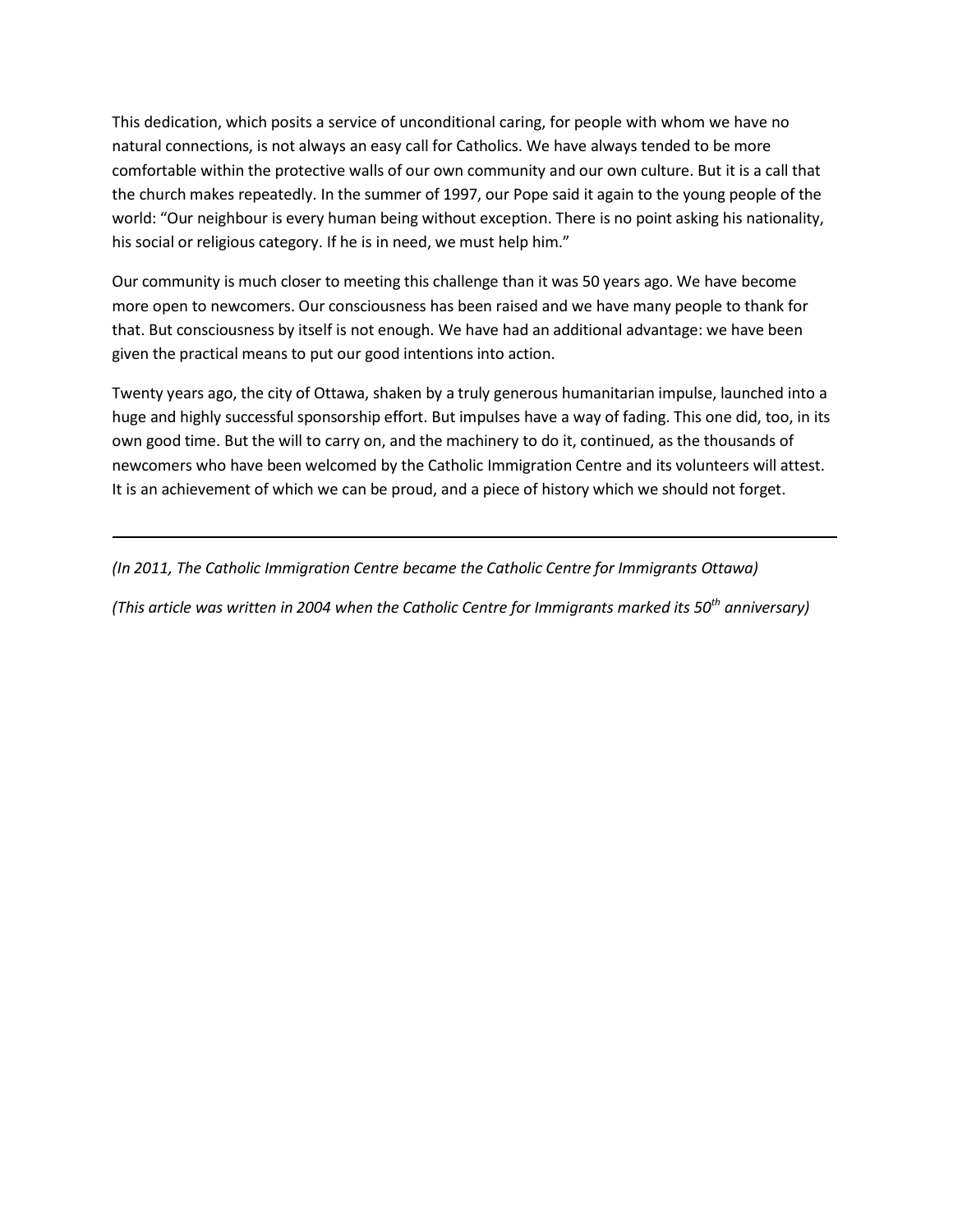This dedication, which posits a service of unconditional caring, for people with whom we have no natural connections, is not always an easy call for Catholics. We have always tended to be more comfortable within the protective walls of our own community and our own culture. But it is a call that the church makes repeatedly. In the summer of 1997, our Pope said it again to the young people of the world: "Our neighbour is every human being without exception. There is no point asking his nationality, his social or religious category. If he is in need, we must help him."

Our community is much closer to meeting this challenge than it was 50 years ago. We have become more open to newcomers. Our consciousness has been raised and we have many people to thank for that. But consciousness by itself is not enough. We have had an additional advantage: we have been given the practical means to put our good intentions into action.

Twenty years ago, the city of Ottawa, shaken by a truly generous humanitarian impulse, launched into a huge and highly successful sponsorship effort. But impulses have a way of fading. This one did, too, in its own good time. But the will to carry on, and the machinery to do it, continued, as the thousands of newcomers who have been welcomed by the Catholic Immigration Centre and its volunteers will attest. It is an achievement of which we can be proud, and a piece of history which we should not forget.

---

*(In 2011, The Catholic Immigration Centre became the Catholic Centre for Immigrants Ottawa)*

*(This article was written in 2004 when the Catholic Centre for Immigrants marked its 50th anniversary)*